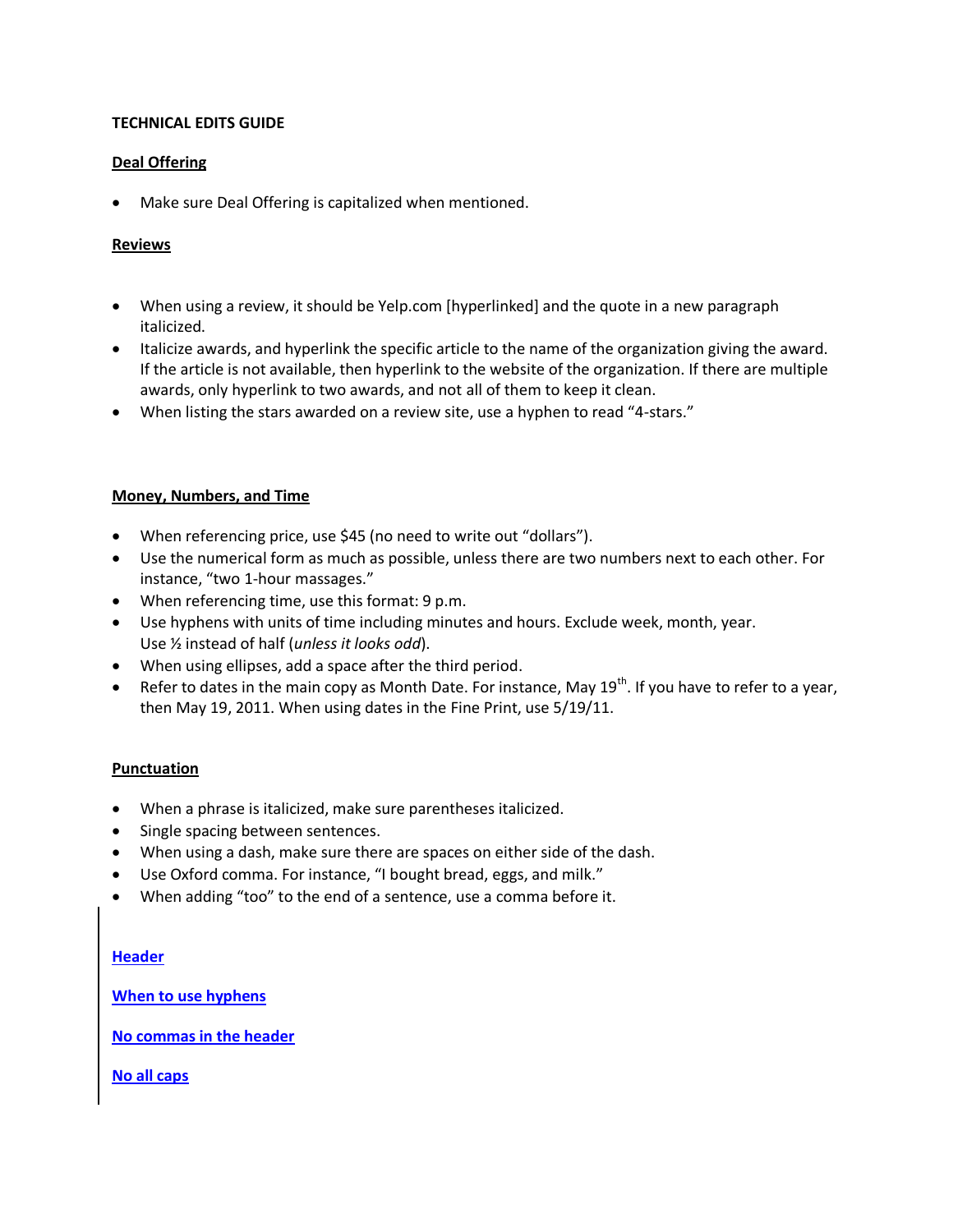**TECHNICAL EDITS GUIDE**

**Deal Offering**

- Make sure Deal Offering is capitalized when mentioned.

**Reviews**

- When using a review, it should be Yelp.com [hyperlinked] and the quote in a new paragraph italicized.
- Italicize awards, and hyperlink the specific article to the name of the organization giving the award. If the article is not available, then hyperlink to the website of the organization. If there are multiple awards, only hyperlink to two awards, and not all of them to keep it clean.
- When listing the stars awarded on a review site, use a hyphen to read "4-stars."

**Money, Numbers, and Time**

- When referencing price, use $45 (no need to write out "dollars").
- Use the numerical form as much as possible, unless there are two numbers next to each other. For instance, "two 1-hour massages."
- When referencing time, use this format: 9 p.m.
- Use hyphens with units of time including minutes and hours. Exclude week, month, year. Use ½ instead of half (*unless it looks odd*).
- When using ellipses, add a space after the third period.
- Refer to dates in the main copy as Month Date. For instance, May 19th. If you have to refer to a year, then May 19, 2011. When using dates in the Fine Print, use 5/19/11.

**Punctuation**

- When a phrase is italicized, make sure parentheses italicized.
- Single spacing between sentences.
- When using a dash, make sure there are spaces on either side of the dash.
- Use Oxford comma. For instance, "I bought bread, eggs, and milk."
- When adding "too" to the end of a sentence, use a comma before it.

**Header**

**When to use hyphens**

**No commas in the header**

**No all caps**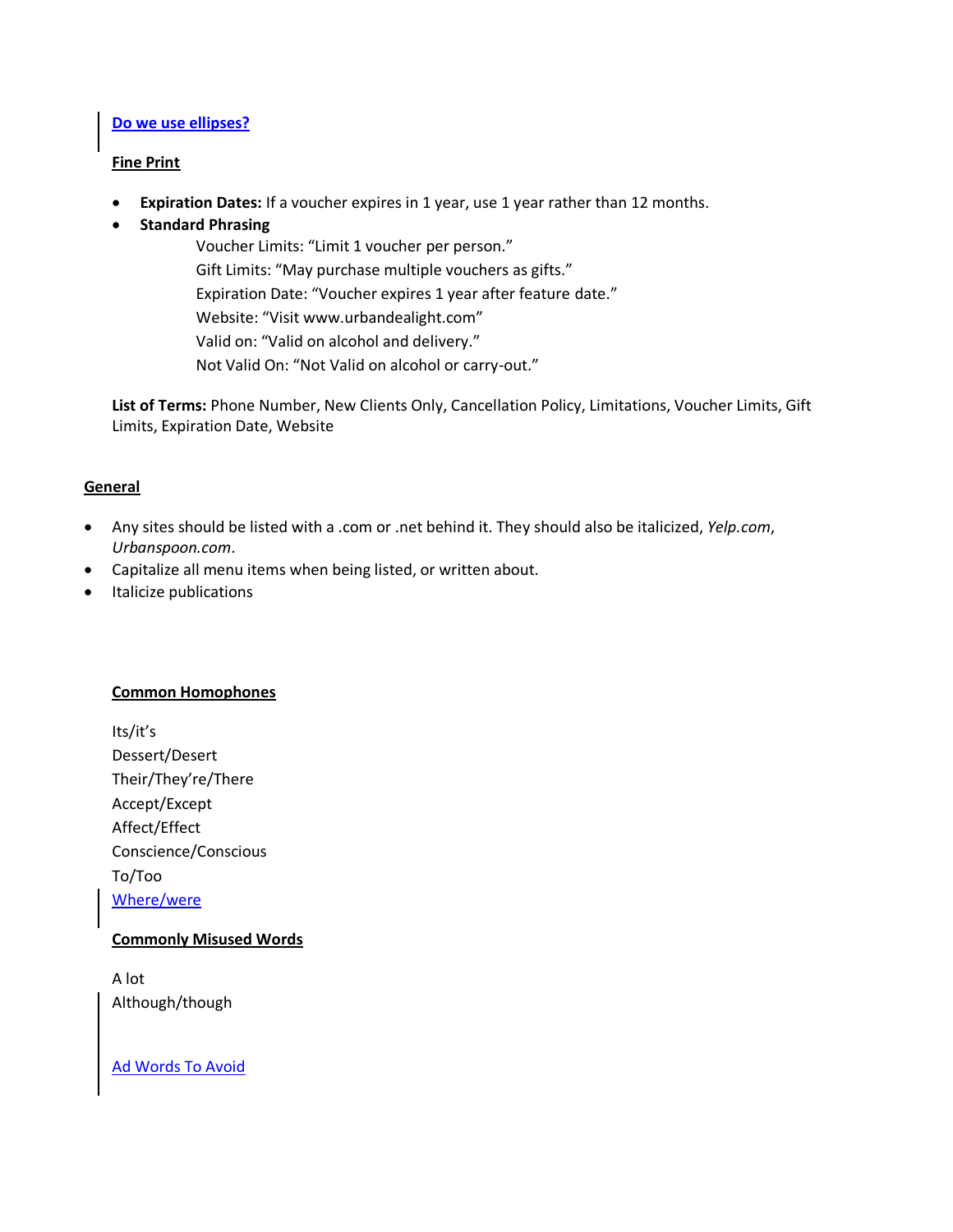Do we use ellipses?

**Fine Print**

- **Expiration Dates:** If a voucher expires in 1 year, use 1 year rather than 12 months.
- **Standard Phrasing**

  Voucher Limits: "Limit 1 voucher per person."
  Gift Limits: "May purchase multiple vouchers as gifts."
  Expiration Date: "Voucher expires 1 year after feature date."
  Website: "Visit www.urbandealight.com"
  Valid on: "Valid on alcohol and delivery."
  Not Valid On: "Not Valid on alcohol or carry-out."

**List of Terms:** Phone Number, New Clients Only, Cancellation Policy, Limitations, Voucher Limits, Gift Limits, Expiration Date, Website

**General**

- Any sites should be listed with a .com or .net behind it. They should also be italicized, *Yelp.com*, *Urbanspoon.com*.
- Capitalize all menu items when being listed, or written about.
- Italicize publications

**Common Homophones**

Its/it's
Dessert/Desert
Their/They're/There
Accept/Except
Affect/Effect
Conscience/Conscious
To/Too
Where/were

**Commonly Misused Words**

A lot
Although/though

Ad Words To Avoid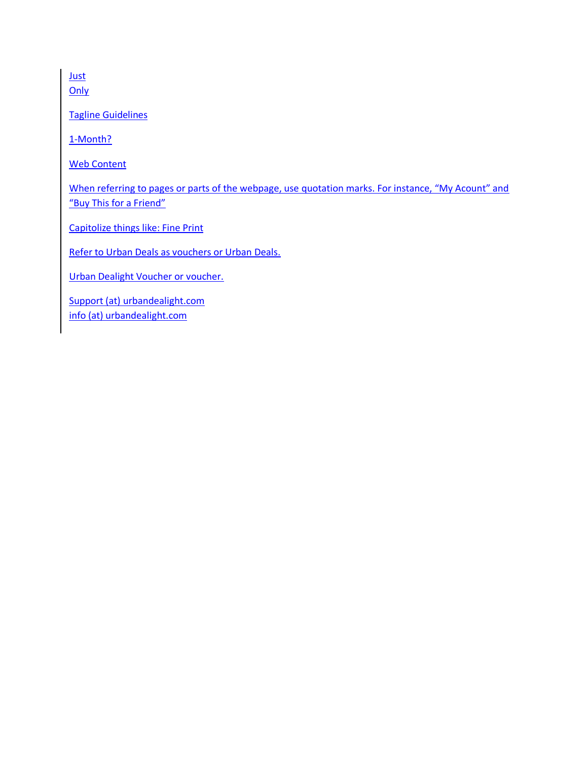Just
Only

Tagline Guidelines

1-Month?

Web Content

When referring to pages or parts of the webpage, use quotation marks. For instance, “My Acount” and “Buy This for a Friend”

Capitolize things like: Fine Print

Refer to Urban Deals as vouchers or Urban Deals.

Urban Dealight Voucher or voucher.

Support (at) urbandealight.com
info (at) urbandealight.com